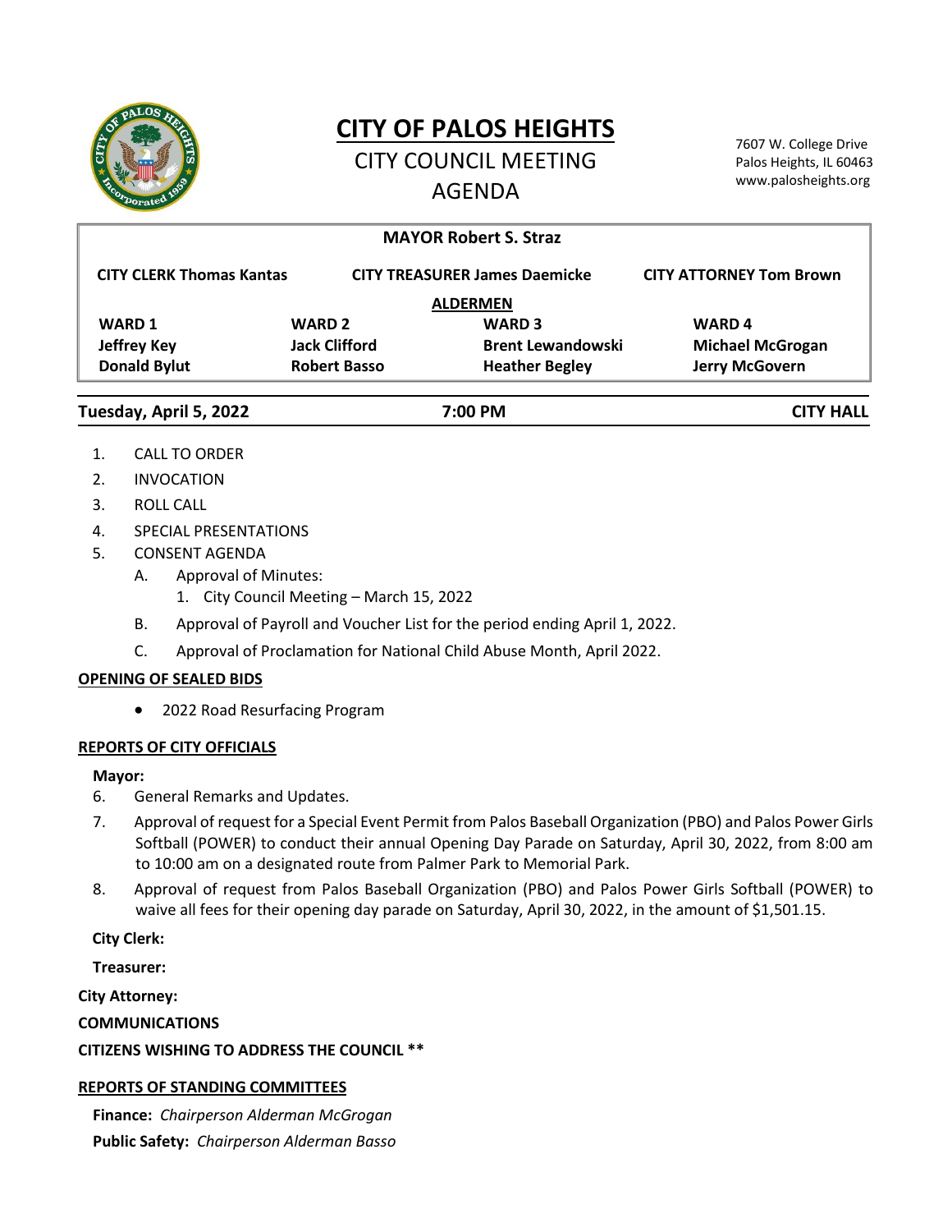# CITY OF PALOS HEIGHTS

## CITY COUNCIL MEETING AGENDA

7607 W. College Drive
Palos Heights, IL 60463
www.palosheights.org

**MAYOR Robert S. Straz**

**CITY CLERK Thomas Kantas** | **CITY TREASURER James Daemicke** | **CITY ATTORNEY Tom Brown**

**ALDERMEN**

| WARD 1 | WARD 2 | WARD 3 | WARD 4 |
|---|---|---|---|
| Jeffrey Key | Jack Clifford | Brent Lewandowski | Michael McGrogan |
| Donald Bylut | Robert Basso | Heather Begley | Jerry McGovern |

**Tuesday, April 5, 2022** | **7:00 PM** | **CITY HALL**

1. CALL TO ORDER
2. INVOCATION
3. ROLL CALL
4. SPECIAL PRESENTATIONS
5. CONSENT AGENDA
   - A. Approval of Minutes:
     1. City Council Meeting – March 15, 2022
   - B. Approval of Payroll and Voucher List for the period ending April 1, 2022.
   - C. Approval of Proclamation for National Child Abuse Month, April 2022.

**OPENING OF SEALED BIDS**

- 2022 Road Resurfacing Program

**REPORTS OF CITY OFFICIALS**

**Mayor:**

6. General Remarks and Updates.
7. Approval of request for a Special Event Permit from Palos Baseball Organization (PBO) and Palos Power Girls Softball (POWER) to conduct their annual Opening Day Parade on Saturday, April 30, 2022, from 8:00 am to 10:00 am on a designated route from Palmer Park to Memorial Park.
8. Approval of request from Palos Baseball Organization (PBO) and Palos Power Girls Softball (POWER) to waive all fees for their opening day parade on Saturday, April 30, 2022, in the amount of $1,501.15.

**City Clerk:**

**Treasurer:**

**City Attorney:**

**COMMUNICATIONS**

**CITIZENS WISHING TO ADDRESS THE COUNCIL \*\***

**REPORTS OF STANDING COMMITTEES**

**Finance:** *Chairperson Alderman McGrogan*

**Public Safety:** *Chairperson Alderman Basso*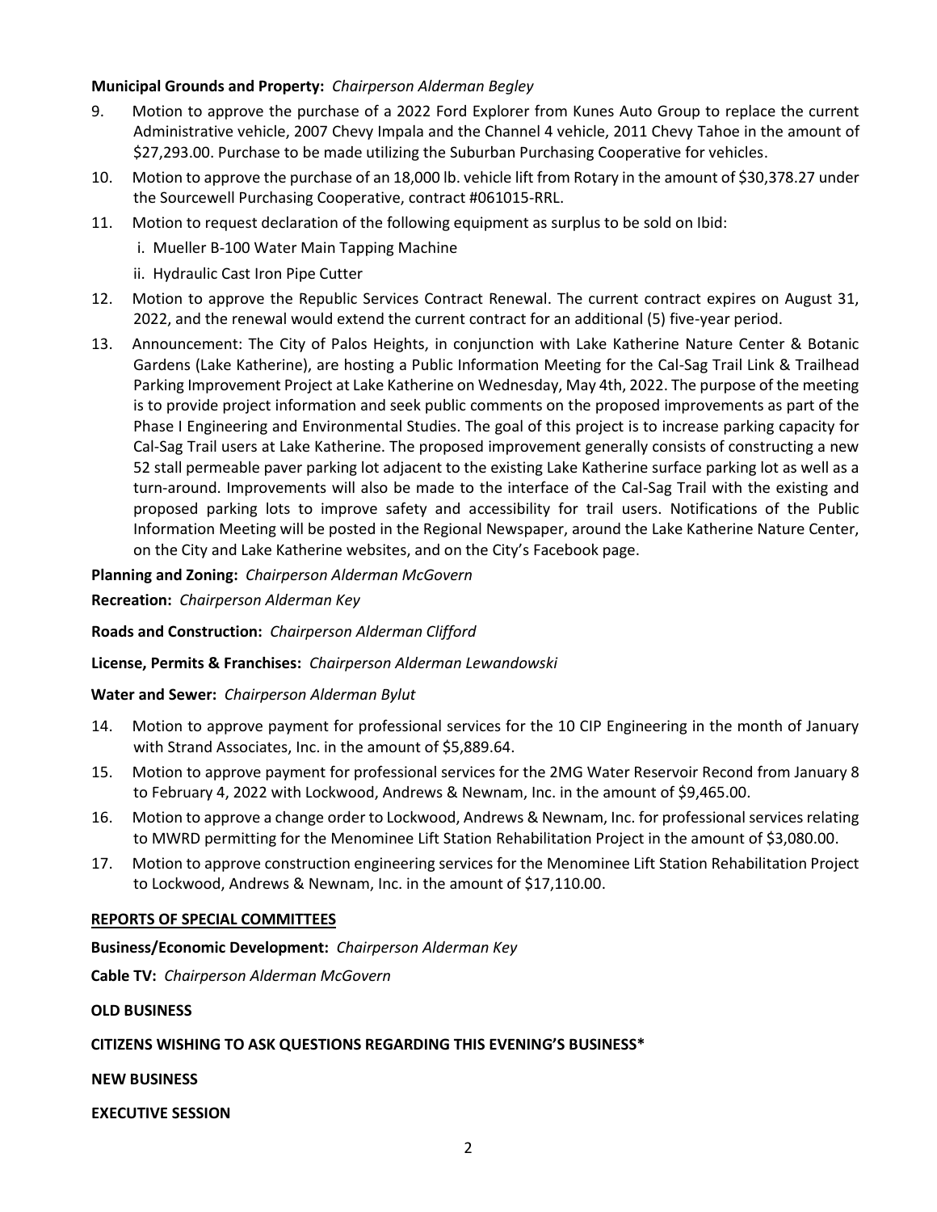**Municipal Grounds and Property:** *Chairperson Alderman Begley*

9. Motion to approve the purchase of a 2022 Ford Explorer from Kunes Auto Group to replace the current Administrative vehicle, 2007 Chevy Impala and the Channel 4 vehicle, 2011 Chevy Tahoe in the amount of $27,293.00. Purchase to be made utilizing the Suburban Purchasing Cooperative for vehicles.
10. Motion to approve the purchase of an 18,000 lb. vehicle lift from Rotary in the amount of $30,378.27 under the Sourcewell Purchasing Cooperative, contract #061015-RRL.
11. Motion to request declaration of the following equipment as surplus to be sold on Ibid:
    i. Mueller B-100 Water Main Tapping Machine
    ii. Hydraulic Cast Iron Pipe Cutter
12. Motion to approve the Republic Services Contract Renewal. The current contract expires on August 31, 2022, and the renewal would extend the current contract for an additional (5) five-year period.
13. Announcement: The City of Palos Heights, in conjunction with Lake Katherine Nature Center & Botanic Gardens (Lake Katherine), are hosting a Public Information Meeting for the Cal-Sag Trail Link & Trailhead Parking Improvement Project at Lake Katherine on Wednesday, May 4th, 2022. The purpose of the meeting is to provide project information and seek public comments on the proposed improvements as part of the Phase I Engineering and Environmental Studies. The goal of this project is to increase parking capacity for Cal-Sag Trail users at Lake Katherine. The proposed improvement generally consists of constructing a new 52 stall permeable paver parking lot adjacent to the existing Lake Katherine surface parking lot as well as a turn-around. Improvements will also be made to the interface of the Cal-Sag Trail with the existing and proposed parking lots to improve safety and accessibility for trail users. Notifications of the Public Information Meeting will be posted in the Regional Newspaper, around the Lake Katherine Nature Center, on the City and Lake Katherine websites, and on the City's Facebook page.

**Planning and Zoning:** *Chairperson Alderman McGovern*

**Recreation:** *Chairperson Alderman Key*

**Roads and Construction:** *Chairperson Alderman Clifford*

**License, Permits & Franchises:** *Chairperson Alderman Lewandowski*

**Water and Sewer:** *Chairperson Alderman Bylut*

14. Motion to approve payment for professional services for the 10 CIP Engineering in the month of January with Strand Associates, Inc. in the amount of $5,889.64.
15. Motion to approve payment for professional services for the 2MG Water Reservoir Recond from January 8 to February 4, 2022 with Lockwood, Andrews & Newnam, Inc. in the amount of $9,465.00.
16. Motion to approve a change order to Lockwood, Andrews & Newnam, Inc. for professional services relating to MWRD permitting for the Menominee Lift Station Rehabilitation Project in the amount of $3,080.00.
17. Motion to approve construction engineering services for the Menominee Lift Station Rehabilitation Project to Lockwood, Andrews & Newnam, Inc. in the amount of $17,110.00.

**REPORTS OF SPECIAL COMMITTEES**

**Business/Economic Development:** *Chairperson Alderman Key*

**Cable TV:** *Chairperson Alderman McGovern*

**OLD BUSINESS**

**CITIZENS WISHING TO ASK QUESTIONS REGARDING THIS EVENING'S BUSINESS***

**NEW BUSINESS**

**EXECUTIVE SESSION**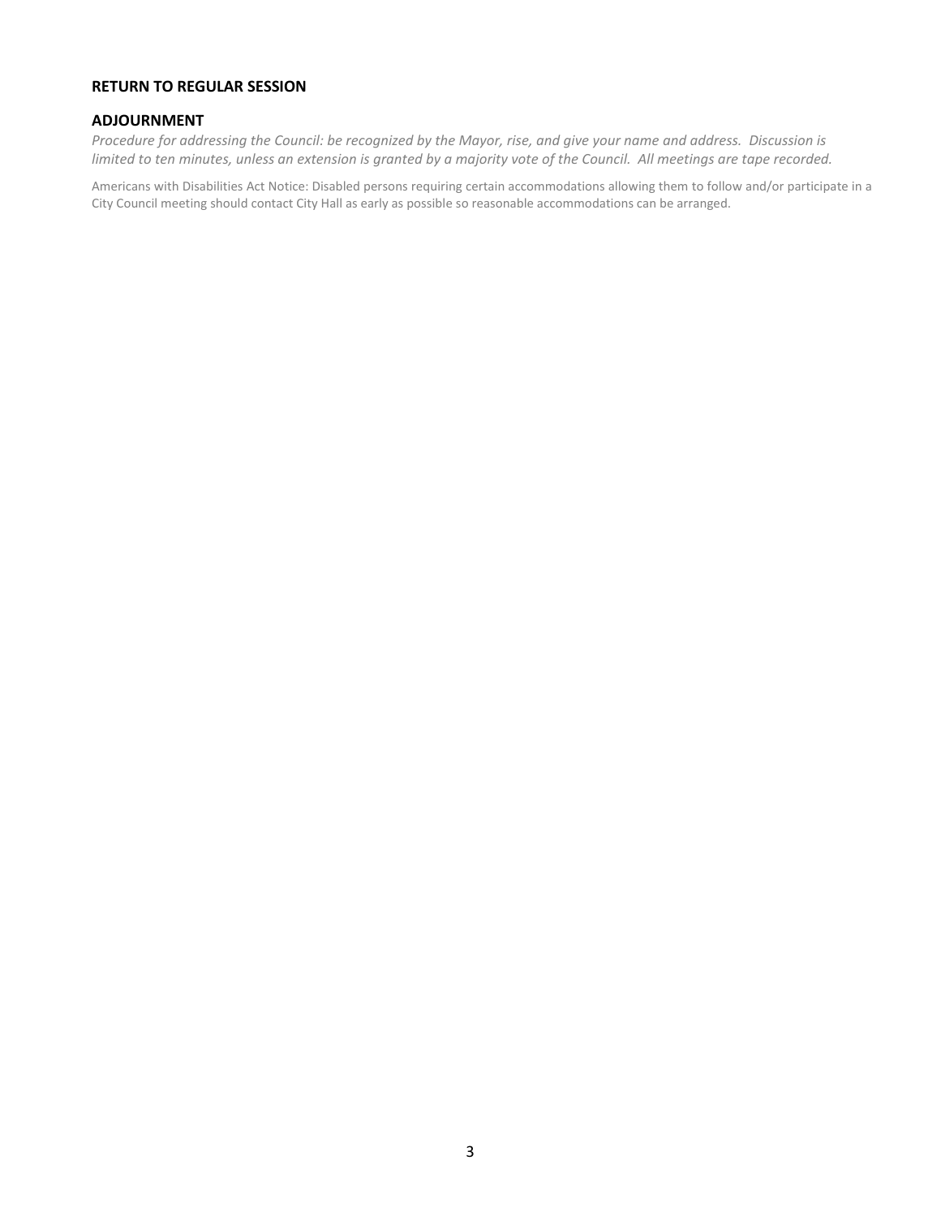**RETURN TO REGULAR SESSION**

## ADJOURNMENT

*Procedure for addressing the Council: be recognized by the Mayor, rise, and give your name and address. Discussion is limited to ten minutes, unless an extension is granted by a majority vote of the Council. All meetings are tape recorded.*

Americans with Disabilities Act Notice: Disabled persons requiring certain accommodations allowing them to follow and/or participate in a City Council meeting should contact City Hall as early as possible so reasonable accommodations can be arranged.